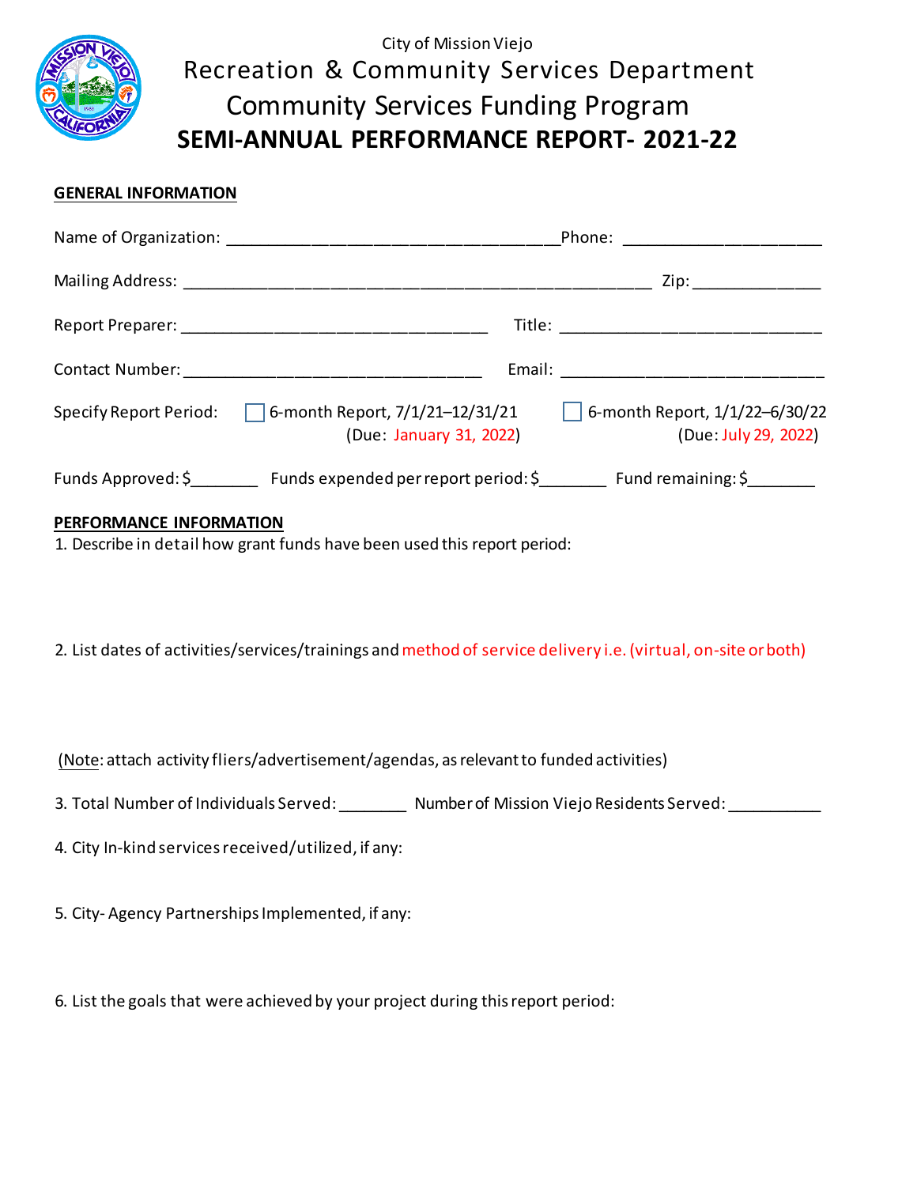City of Mission Viejo

# Recreation & Community Services Department

## Community Services Funding Program

## SEMI-ANNUAL PERFORMANCE REPORT- 2021-22

**GENERAL INFORMATION**

Name of Organization: ____________________________________Phone: _____________________

Mailing Address: ___________________________________________________ Zip: ______________

Report Preparer: _________________________________ Title: _____________________________

Contact Number: _________________________________ Email: _____________________________

Specify Report Period: ☐ 6-month Report, 7/1/21–12/31/21 (Due: January 31, 2022) ☐ 6-month Report, 1/1/22–6/30/22 (Due: July 29, 2022)

Funds Approved: $_______ Funds expended per report period: $_______ Fund remaining: $_______

**PERFORMANCE INFORMATION**

1. Describe in detail how grant funds have been used this report period:

2. List dates of activities/services/trainings and method of service delivery i.e. (virtual, on-site or both)

(Note: attach activity fliers/advertisement/agendas, as relevant to funded activities)

3. Total Number of Individuals Served: _______ Number of Mission Viejo Residents Served: __________

4. City In-kind services received/utilized, if any:

5. City- Agency Partnerships Implemented, if any:

6. List the goals that were achieved by your project during this report period: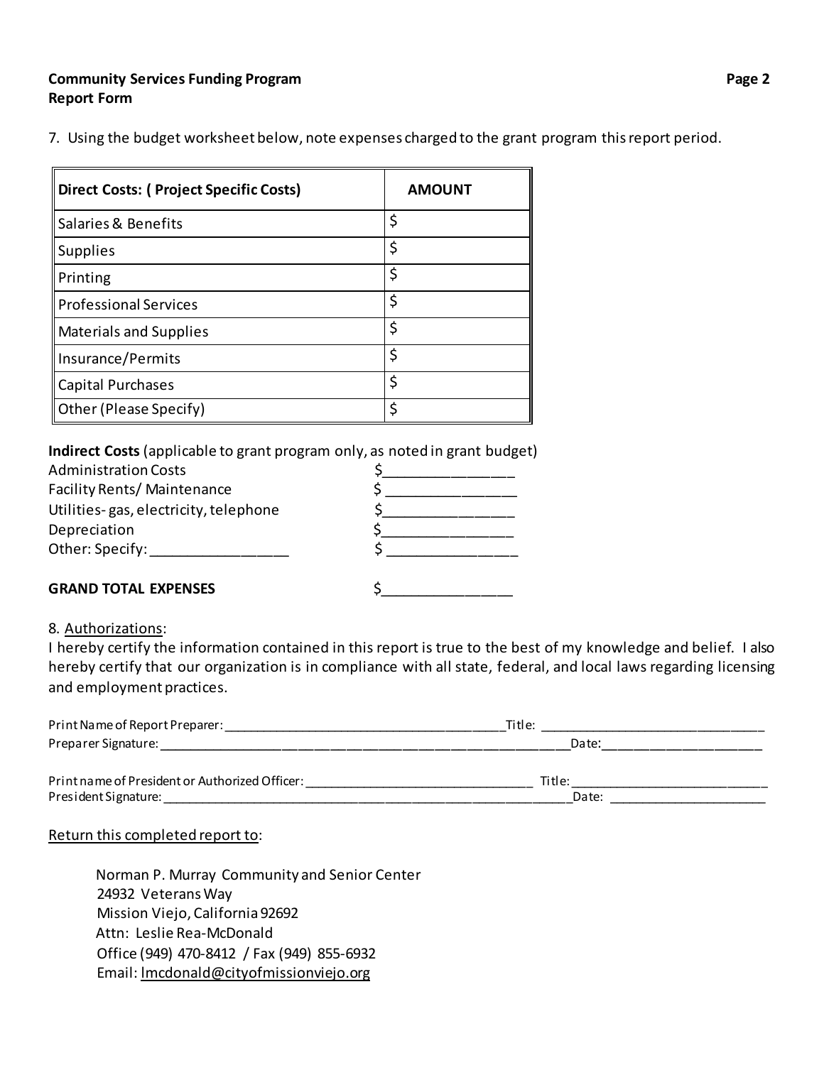**Community Services Funding Program**
**Report Form**

7. Using the budget worksheet below, note expenses charged to the grant program this report period.

| Direct Costs: ( Project Specific Costs) | AMOUNT |
|---|---|
| Salaries & Benefits | $ |
| Supplies | $ |
| Printing | $ |
| Professional Services | $ |
| Materials and Supplies | $ |
| Insurance/Permits | $ |
| Capital Purchases | $ |
| Other (Please Specify) | $ |

**Indirect Costs** (applicable to grant program only, as noted in grant budget)

Administration Costs $________________
Facility Rents/ Maintenance $ ________________
Utilities- gas, electricity, telephone $________________
Depreciation $________________
Other: Specify: _________________ $ ________________

**GRAND TOTAL EXPENSES** $________________

8. Authorizations:
I hereby certify the information contained in this report is true to the best of my knowledge and belief. I also hereby certify that our organization is in compliance with all state, federal, and local laws regarding licensing and employment practices.

Print Name of Report Preparer: ________________________________________Title: ________________________________
Preparer Signature: ____________________________________________________________Date:______________________

Print name of President or Authorized Officer: ________________________________ Title:___________________________
President Signature: ____________________________________________________________Date: _____________________

Return this completed report to:

Norman P. Murray Community and Senior Center
24932 Veterans Way
Mission Viejo, California 92692
Attn: Leslie Rea-McDonald
Office (949) 470-8412 / Fax (949) 855-6932
Email: lmcdonald@cityofmissionviejo.org